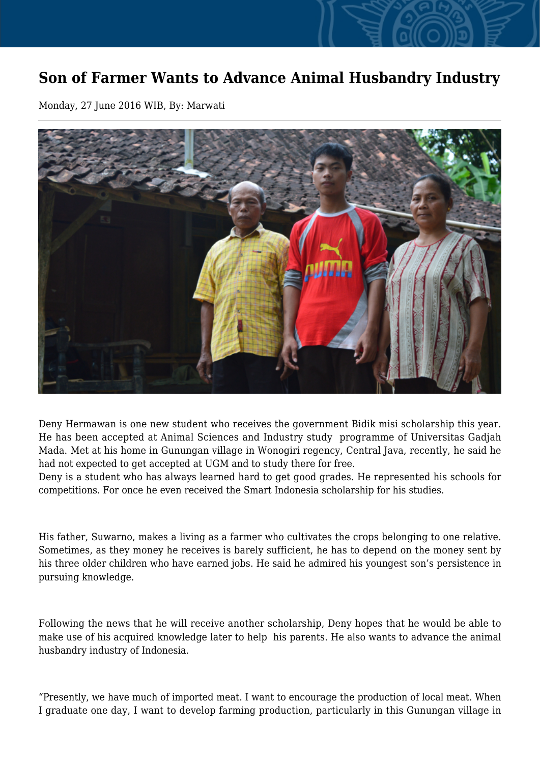# Son of Farmer Wants to Advance Animal Husbandry Industry

Monday, 27 June 2016 WIB, By: Marwati

Deny Hermawan is one new student who receives the government Bidik misi scholarship this year. He has been accepted at Animal Sciences and Industry study programme of Universitas Gadjah Mada. Met at his home in Gunungan village in Wonogiri regency, Central Java, recently, he said he had not expected to get accepted at UGM and to study there for free.

Deny is a student who has always learned hard to get good grades. He represented his schools for competitions. For once he even received the Smart Indonesia scholarship for his studies.

His father, Suwarno, makes a living as a farmer who cultivates the crops belonging to one relative. Sometimes, as they money he receives is barely sufficient, he has to depend on the money sent by his three older children who have earned jobs. He said he admired his youngest son's persistence in pursuing knowledge.

Following the news that he will receive another scholarship, Deny hopes that he would be able to make use of his acquired knowledge later to help his parents. He also wants to advance the animal husbandry industry of Indonesia.

"Presently, we have much of imported meat. I want to encourage the production of local meat. When I graduate one day, I want to develop farming production, particularly in this Gunungan village in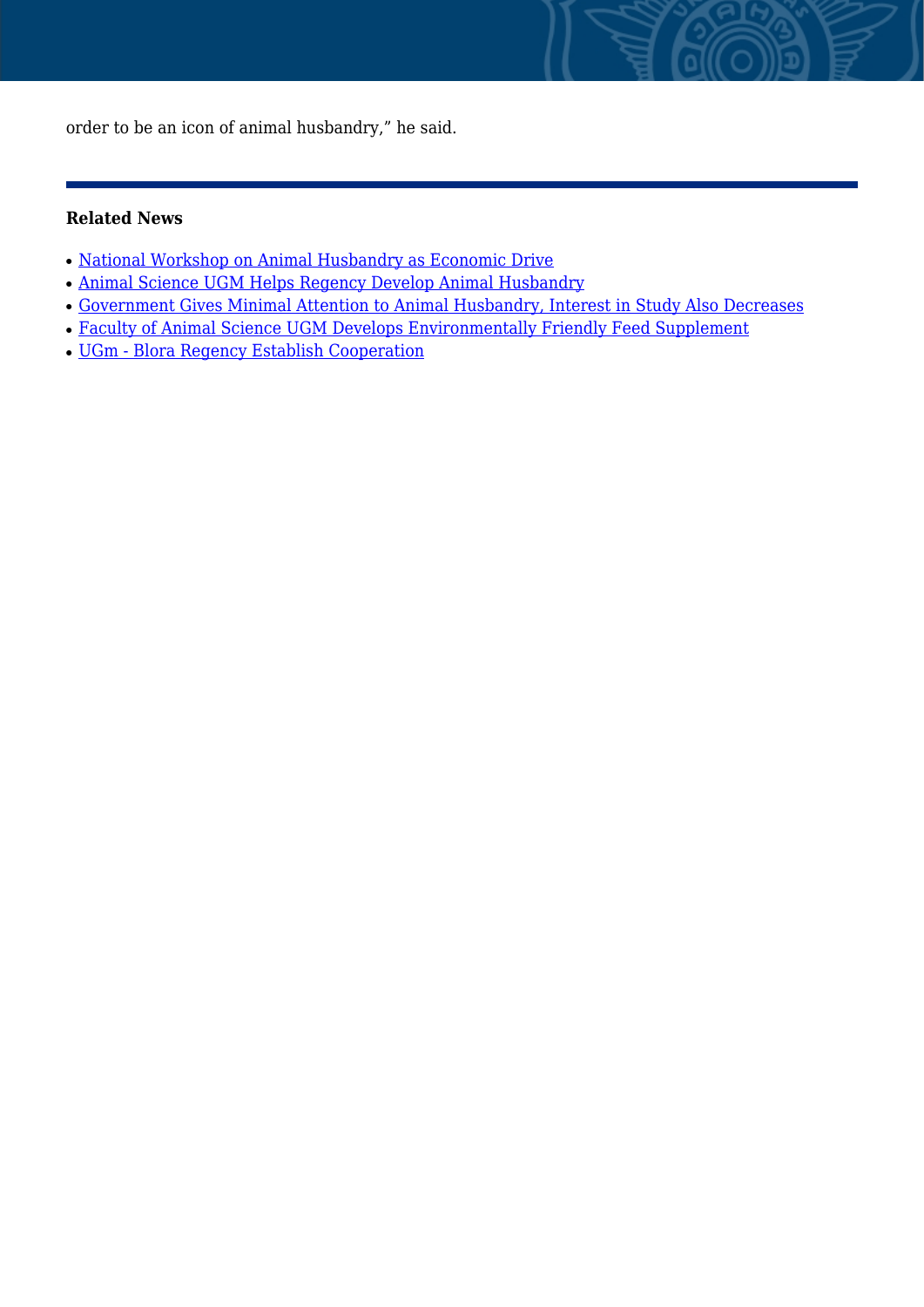order to be an icon of animal husbandry," he said.

---

**Related News**

- National Workshop on Animal Husbandry as Economic Drive
- Animal Science UGM Helps Regency Develop Animal Husbandry
- Government Gives Minimal Attention to Animal Husbandry, Interest in Study Also Decreases
- Faculty of Animal Science UGM Develops Environmentally Friendly Feed Supplement
- UGm - Blora Regency Establish Cooperation